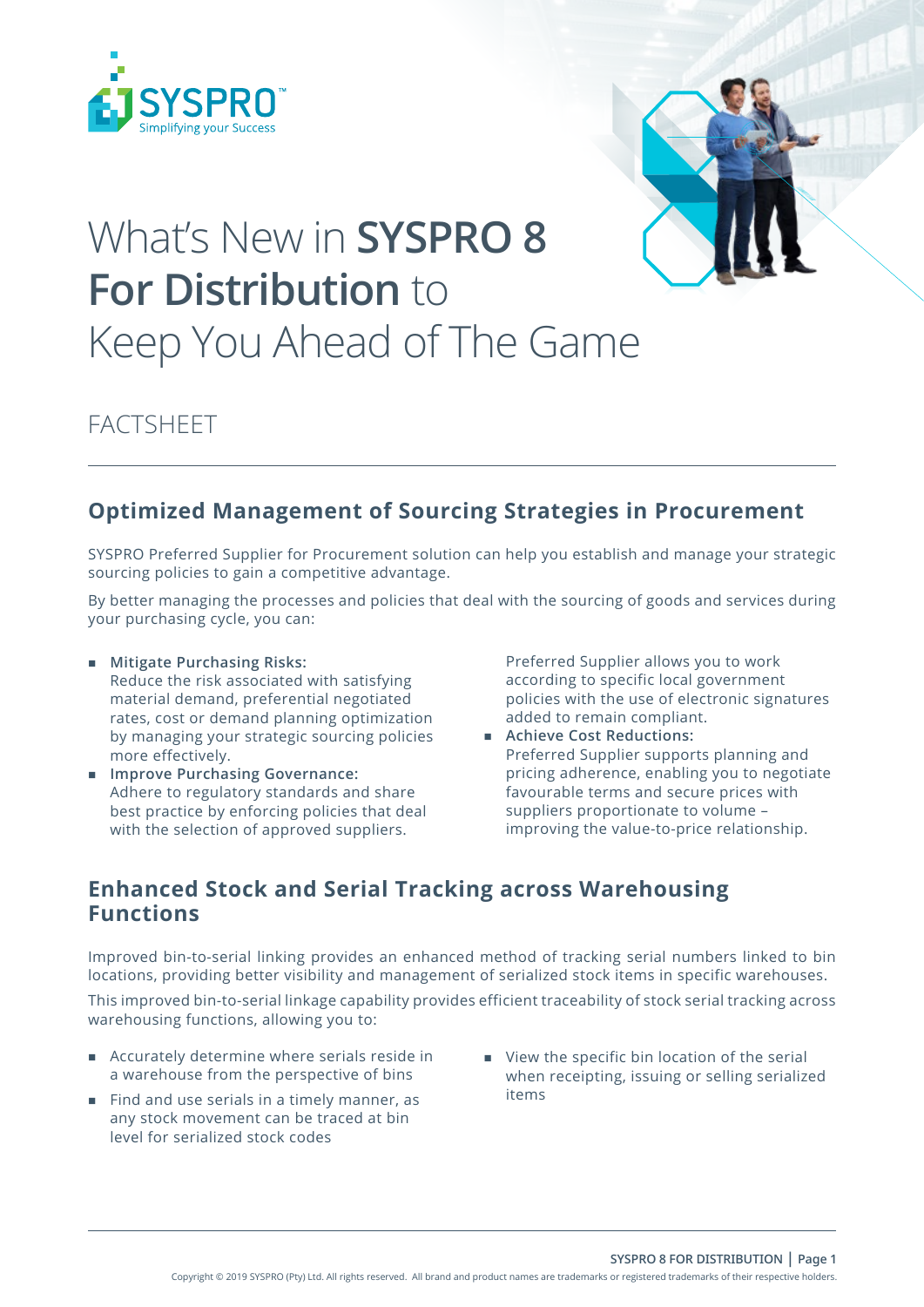# What's New in **SYSPRO 8 For Distribution** to Keep You Ahead of The Game

FACTSHEET

## Optimized Management of Sourcing Strategies in Procurement

SYSPRO Preferred Supplier for Procurement solution can help you establish and manage your strategic sourcing policies to gain a competitive advantage.

By better managing the processes and policies that deal with the sourcing of goods and services during your purchasing cycle, you can:

- **Mitigate Purchasing Risks:**
  Reduce the risk associated with satisfying material demand, preferential negotiated rates, cost or demand planning optimization by managing your strategic sourcing policies more effectively.
- **Improve Purchasing Governance:**
  Adhere to regulatory standards and share best practice by enforcing policies that deal with the selection of approved suppliers.
  Preferred Supplier allows you to work according to specific local government policies with the use of electronic signatures added to remain compliant.
- **Achieve Cost Reductions:**
  Preferred Supplier supports planning and pricing adherence, enabling you to negotiate favourable terms and secure prices with suppliers proportionate to volume – improving the value-to-price relationship.

## Enhanced Stock and Serial Tracking across Warehousing Functions

Improved bin-to-serial linking provides an enhanced method of tracking serial numbers linked to bin locations, providing better visibility and management of serialized stock items in specific warehouses.

This improved bin-to-serial linkage capability provides efficient traceability of stock serial tracking across warehousing functions, allowing you to:

- Accurately determine where serials reside in a warehouse from the perspective of bins
- Find and use serials in a timely manner, as any stock movement can be traced at bin level for serialized stock codes
- View the specific bin location of the serial when receipting, issuing or selling serialized items

Copyright © 2019 SYSPRO (Pty) Ltd. All rights reserved. All brand and product names are trademarks or registered trademarks of their respective holders.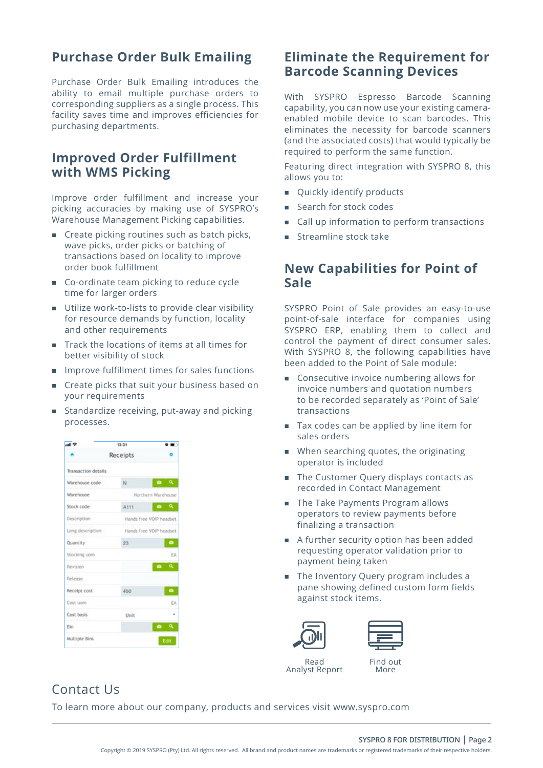## Purchase Order Bulk Emailing

Purchase Order Bulk Emailing introduces the ability to email multiple purchase orders to corresponding suppliers as a single process. This facility saves time and improves efficiencies for purchasing departments.

## Improved Order Fulfillment with WMS Picking

Improve order fulfillment and increase your picking accuracies by making use of SYSPRO's Warehouse Management Picking capabilities.

- Create picking routines such as batch picks, wave picks, order picks or batching of transactions based on locality to improve order book fulfillment
- Co-ordinate team picking to reduce cycle time for larger orders
- Utilize work-to-lists to provide clear visibility for resource demands by function, locality and other requirements
- Track the locations of items at all times for better visibility of stock
- Improve fulfillment times for sales functions
- Create picks that suit your business based on your requirements
- Standardize receiving, put-away and picking processes.

## Eliminate the Requirement for Barcode Scanning Devices

With SYSPRO Espresso Barcode Scanning capability, you can now use your existing camera-enabled mobile device to scan barcodes. This eliminates the necessity for barcode scanners (and the associated costs) that would typically be required to perform the same function.

Featuring direct integration with SYSPRO 8, this allows you to:

- Quickly identify products
- Search for stock codes
- Call up information to perform transactions
- Streamline stock take

## New Capabilities for Point of Sale

SYSPRO Point of Sale provides an easy-to-use point-of-sale interface for companies using SYSPRO ERP, enabling them to collect and control the payment of direct consumer sales. With SYSPRO 8, the following capabilities have been added to the Point of Sale module:

- Consecutive invoice numbering allows for invoice numbers and quotation numbers to be recorded separately as 'Point of Sale' transactions
- Tax codes can be applied by line item for sales orders
- When searching quotes, the originating operator is included
- The Customer Query displays contacts as recorded in Contact Management
- The Take Payments Program allows operators to review payments before finalizing a transaction
- A further security option has been added requesting operator validation prior to payment being taken
- The Inventory Query program includes a pane showing defined custom form fields against stock items.

Read Analyst Report

Find out More

## Contact Us

To learn more about our company, products and services visit www.syspro.com

Copyright © 2019 SYSPRO (Pty) Ltd. All rights reserved. All brand and product names are trademarks or registered trademarks of their respective holders.